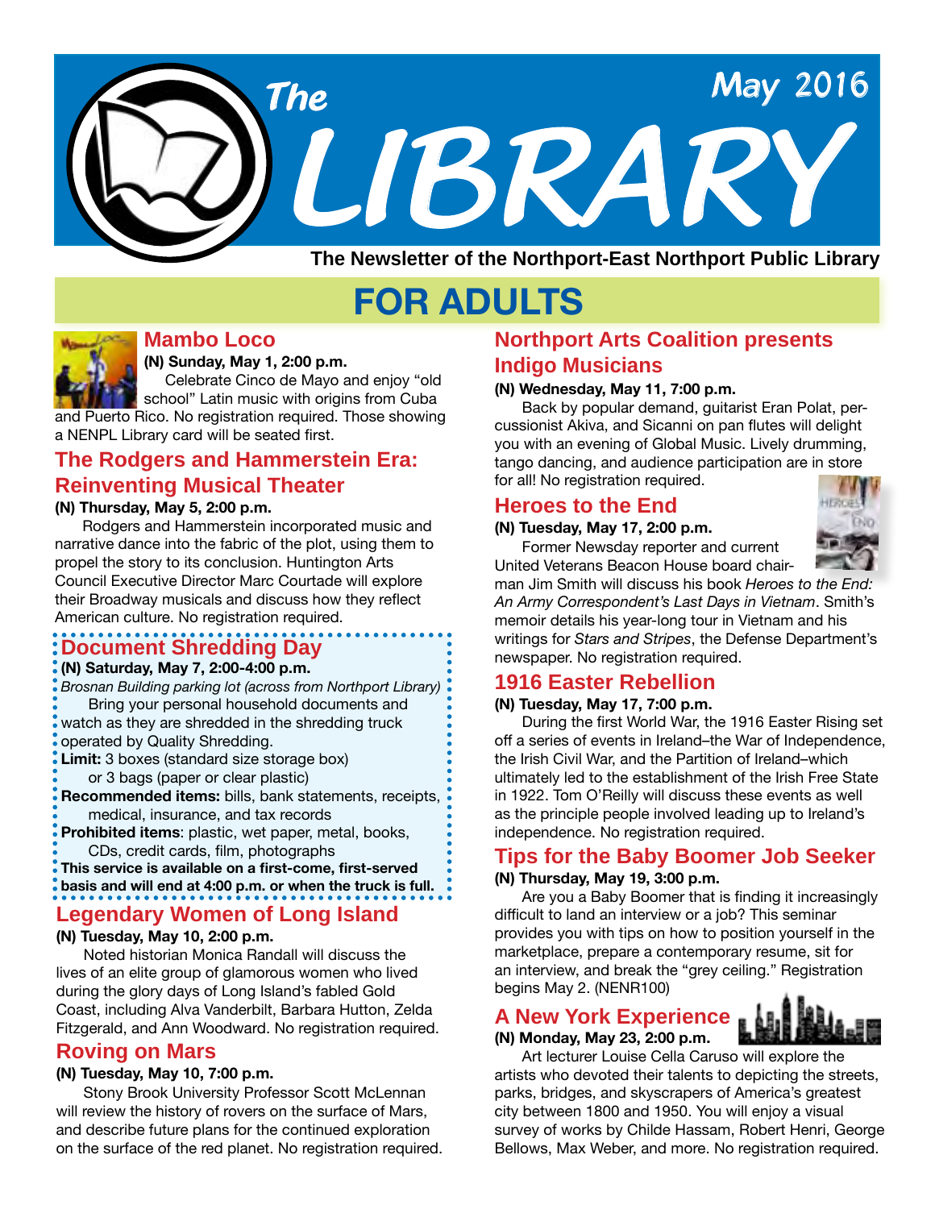# The LIBRARY

May 2016

**The Newsletter of the Northport-East Northport Public Library**

# FOR ADULTS

## Mambo Loco

**(N) Sunday, May 1, 2:00 p.m.**

Celebrate Cinco de Mayo and enjoy "old school" Latin music with origins from Cuba and Puerto Rico. No registration required. Those showing a NENPL Library card will be seated first.

## The Rodgers and Hammerstein Era: Reinventing Musical Theater

**(N) Thursday, May 5, 2:00 p.m.**

Rodgers and Hammerstein incorporated music and narrative dance into the fabric of the plot, using them to propel the story to its conclusion. Huntington Arts Council Executive Director Marc Courtade will explore their Broadway musicals and discuss how they reflect American culture. No registration required.

## Document Shredding Day

**(N) Saturday, May 7, 2:00-4:00 p.m.**

*Brosnan Building parking lot (across from Northport Library)*

Bring your personal household documents and watch as they are shredded in the shredding truck operated by Quality Shredding.

**Limit:** 3 boxes (standard size storage box) or 3 bags (paper or clear plastic)

**Recommended items:** bills, bank statements, receipts, medical, insurance, and tax records

**Prohibited items**: plastic, wet paper, metal, books, CDs, credit cards, film, photographs

**This service is available on a first-come, first-served basis and will end at 4:00 p.m. or when the truck is full.**

## Legendary Women of Long Island

**(N) Tuesday, May 10, 2:00 p.m.**

Noted historian Monica Randall will discuss the lives of an elite group of glamorous women who lived during the glory days of Long Island's fabled Gold Coast, including Alva Vanderbilt, Barbara Hutton, Zelda Fitzgerald, and Ann Woodward. No registration required.

## Roving on Mars

**(N) Tuesday, May 10, 7:00 p.m.**

Stony Brook University Professor Scott McLennan will review the history of rovers on the surface of Mars, and describe future plans for the continued exploration on the surface of the red planet. No registration required.

## Northport Arts Coalition presents Indigo Musicians

**(N) Wednesday, May 11, 7:00 p.m.**

Back by popular demand, guitarist Eran Polat, percussionist Akiva, and Sicanni on pan flutes will delight you with an evening of Global Music. Lively drumming, tango dancing, and audience participation are in store for all! No registration required.

## Heroes to the End

**(N) Tuesday, May 17, 2:00 p.m.**

Former Newsday reporter and current United Veterans Beacon House board chairman Jim Smith will discuss his book *Heroes to the End: An Army Correspondent's Last Days in Vietnam*. Smith's memoir details his year-long tour in Vietnam and his writings for *Stars and Stripes*, the Defense Department's newspaper. No registration required.

## 1916 Easter Rebellion

**(N) Tuesday, May 17, 7:00 p.m.**

During the first World War, the 1916 Easter Rising set off a series of events in Ireland–the War of Independence, the Irish Civil War, and the Partition of Ireland–which ultimately led to the establishment of the Irish Free State in 1922. Tom O'Reilly will discuss these events as well as the principle people involved leading up to Ireland's independence. No registration required.

## Tips for the Baby Boomer Job Seeker

**(N) Thursday, May 19, 3:00 p.m.**

Are you a Baby Boomer that is finding it increasingly difficult to land an interview or a job? This seminar provides you with tips on how to position yourself in the marketplace, prepare a contemporary resume, sit for an interview, and break the "grey ceiling." Registration begins May 2. (NENR100)

## A New York Experience

**(N) Monday, May 23, 2:00 p.m.**

Art lecturer Louise Cella Caruso will explore the artists who devoted their talents to depicting the streets, parks, bridges, and skyscrapers of America's greatest city between 1800 and 1950. You will enjoy a visual survey of works by Childe Hassam, Robert Henri, George Bellows, Max Weber, and more. No registration required.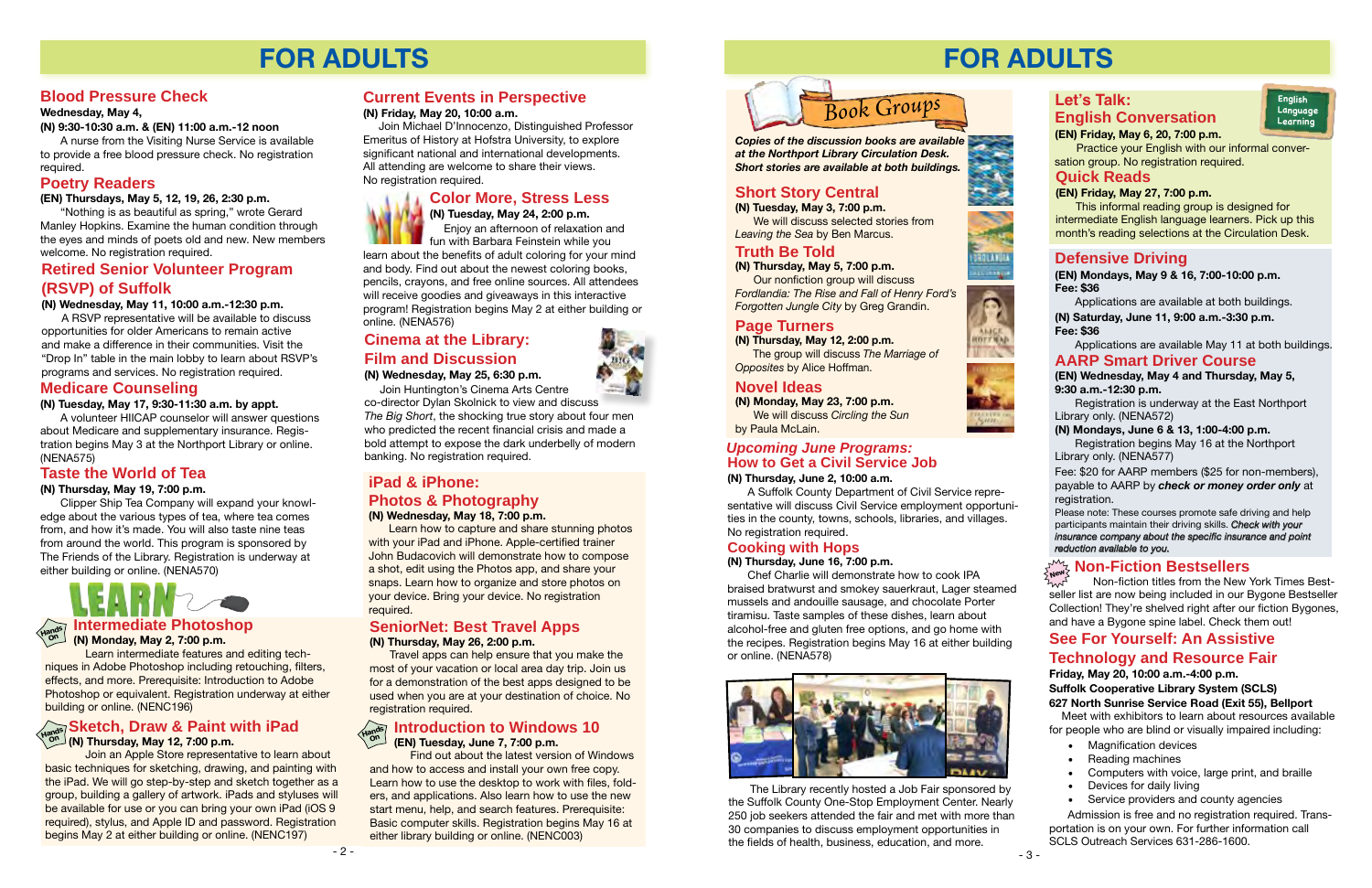# FOR ADULTS

## Blood Pressure Check

**Wednesday, May 4,**
**(N) 9:30-10:30 a.m. & (EN) 11:00 a.m.-12 noon**

A nurse from the Visiting Nurse Service is available to provide a free blood pressure check. No registration required.

## Poetry Readers

**(EN) Thursdays, May 5, 12, 19, 26, 2:30 p.m.**

"Nothing is as beautiful as spring," wrote Gerard Manley Hopkins. Examine the human condition through the eyes and minds of poets old and new. New members welcome. No registration required.

## Retired Senior Volunteer Program (RSVP) of Suffolk

**(N) Wednesday, May 11, 10:00 a.m.-12:30 p.m.**

A RSVP representative will be available to discuss opportunities for older Americans to remain active and make a difference in their communities. Visit the "Drop In" table in the main lobby to learn about RSVP's programs and services. No registration required.

## Medicare Counseling

**(N) Tuesday, May 17, 9:30-11:30 a.m. by appt.**

A volunteer HIICAP counselor will answer questions about Medicare and supplementary insurance. Registration begins May 3 at the Northport Library or online. (NENA575)

## Taste the World of Tea

**(N) Thursday, May 19, 7:00 p.m.**

Clipper Ship Tea Company will expand your knowledge about the various types of tea, where tea comes from, and how it's made. You will also taste nine teas from around the world. This program is sponsored by The Friends of the Library. Registration is underway at either building or online. (NENA570)

# LEARN

## Intermediate Photoshop

Hands On

**(N) Monday, May 2, 7:00 p.m.**

Learn intermediate features and editing techniques in Adobe Photoshop including retouching, filters, effects, and more. Prerequisite: Introduction to Adobe Photoshop or equivalent. Registration underway at either building or online. (NENC196)

## Sketch, Draw & Paint with iPad

Hands On

**(N) Thursday, May 12, 7:00 p.m.**

Join an Apple Store representative to learn about basic techniques for sketching, drawing, and painting with the iPad. We will go step-by-step and sketch together as a group, building a gallery of artwork. iPads and styluses will be available for use or you can bring your own iPad (iOS 9 required), stylus, and Apple ID and password. Registration begins May 2 at either building or online. (NENC197)

## Current Events in Perspective

**(N) Friday, May 20, 10:00 a.m.**

Join Michael D'Innocenzo, Distinguished Professor Emeritus of History at Hofstra University, to explore significant national and international developments. All attending are welcome to share their views. No registration required.

## Color More, Stress Less

**(N) Tuesday, May 24, 2:00 p.m.**

Enjoy an afternoon of relaxation and fun with Barbara Feinstein while you learn about the benefits of adult coloring for your mind and body. Find out about the newest coloring books, pencils, crayons, and free online sources. All attendees will receive goodies and giveaways in this interactive program! Registration begins May 2 at either building or online. (NENA576)

## Cinema at the Library: Film and Discussion

**(N) Wednesday, May 25, 6:30 p.m.**

Join Huntington's Cinema Arts Centre co-director Dylan Skolnick to view and discuss *The Big Short*, the shocking true story about four men who predicted the recent financial crisis and made a bold attempt to expose the dark underbelly of modern banking. No registration required.

## iPad & iPhone: Photos & Photography

**(N) Wednesday, May 18, 7:00 p.m.**

Learn how to capture and share stunning photos with your iPad and iPhone. Apple-certified trainer John Budacovich will demonstrate how to compose a shot, edit using the Photos app, and share your snaps. Learn how to organize and store photos on your device. Bring your device. No registration required.

## SeniorNet: Best Travel Apps

**(N) Thursday, May 26, 2:00 p.m.**

Travel apps can help ensure that you make the most of your vacation or local area day trip. Join us for a demonstration of the best apps designed to be used when you are at your destination of choice. No registration required.

## Introduction to Windows 10

Hands On

**(EN) Tuesday, June 7, 7:00 p.m.**

Find out about the latest version of Windows and how to access and install your own free copy. Learn how to use the desktop to work with files, folders, and windows. Also learn how to use the new start menu, help, and search features. Prerequisite: Basic computer skills. Registration begins May 16 at either library building or online. (NENC003)

# FOR ADULTS

## Book Groups

***Copies of the discussion books are available at the Northport Library Circulation Desk. Short stories are available at both buildings.***

### Short Story Central

**(N) Tuesday, May 3, 7:00 p.m.**

We will discuss selected stories from *Leaving the Sea* by Ben Marcus.

### Truth Be Told

**(N) Thursday, May 5, 7:00 p.m.**

Our nonfiction group will discuss *Fordlandia: The Rise and Fall of Henry Ford's Forgotten Jungle City* by Greg Grandin.

### Page Turners

**(N) Thursday, May 12, 2:00 p.m.**

The group will discuss *The Marriage of Opposites* by Alice Hoffman.

### Novel Ideas

**(N) Monday, May 23, 7:00 p.m.**

We will discuss *Circling the Sun* by Paula McLain.

## *Upcoming June Programs:* How to Get a Civil Service Job

**(N) Thursday, June 2, 10:00 a.m.**

A Suffolk County Department of Civil Service representative will discuss Civil Service employment opportunities in the county, towns, schools, libraries, and villages. No registration required.

## Cooking with Hops

**(N) Thursday, June 16, 7:00 p.m.**

Chef Charlie will demonstrate how to cook IPA braised bratwurst and smokey sauerkraut, Lager steamed mussels and andouille sausage, and chocolate Porter tiramisu. Taste samples of these dishes, learn about alcohol-free and gluten free options, and go home with the recipes. Registration begins May 16 at either building or online. (NENA578)

The Library recently hosted a Job Fair sponsored by the Suffolk County One-Stop Employment Center. Nearly 250 job seekers attended the fair and met with more than 30 companies to discuss employment opportunities in the fields of health, business, education, and more.

## Let's Talk: English Conversation

English Language Learning

**(EN) Friday, May 6, 7:00 p.m.**

Practice your English with our informal conversation group. No registration required.

## Quick Reads

**(EN) Friday, May 27, 7:00 p.m.**

This informal reading group is designed for intermediate English language learners. Pick up this month's reading selections at the Circulation Desk.

## Defensive Driving

**(EN) Mondays, May 9 & 16, 7:00-10:00 p.m.**
**Fee: $36**

Applications are available at both buildings.

**(N) Saturday, June 11, 9:00 a.m.-3:30 p.m.**
**Fee: $36**

Applications are available May 11 at both buildings.

## AARP Smart Driver Course

**(EN) Wednesday, May 4 and Thursday, May 5, 9:30 a.m.-12:30 p.m.**

Registration is underway at the East Northport Library only. (NENA572)

**(N) Mondays, June 6 & 13, 1:00-4:00 p.m.**

Registration begins May 16 at the Northport Library only. (NENA577)

Fee: $20 for AARP members ($25 for non-members), payable to AARP by ***check or money order only*** at registration.

Please note: These courses promote safe driving and help participants maintain their driving skills. ***Check with your insurance company about the specific insurance and point reduction available to you.***

## Non-Fiction Bestsellers

New

Non-fiction titles from the New York Times Bestseller list are now being included in our Bygone Bestseller Collection! They're shelved right after our fiction Bygones, and have a Bygone spine label. Check them out!

## See For Yourself: An Assistive Technology and Resource Fair

**Friday, May 20, 10:00 a.m.-4:00 p.m.**
**Suffolk Cooperative Library System (SCLS)**
**627 North Sunrise Service Road (Exit 55), Bellport**

Meet with exhibitors to learn about resources available for people who are blind or visually impaired including:

- Magnification devices
- Reading machines
- Computers with voice, large print, and braille
- Devices for daily living
- Service providers and county agencies

Admission is free and no registration required. Transportation is on your own. For further information call SCLS Outreach Services 631-286-1600.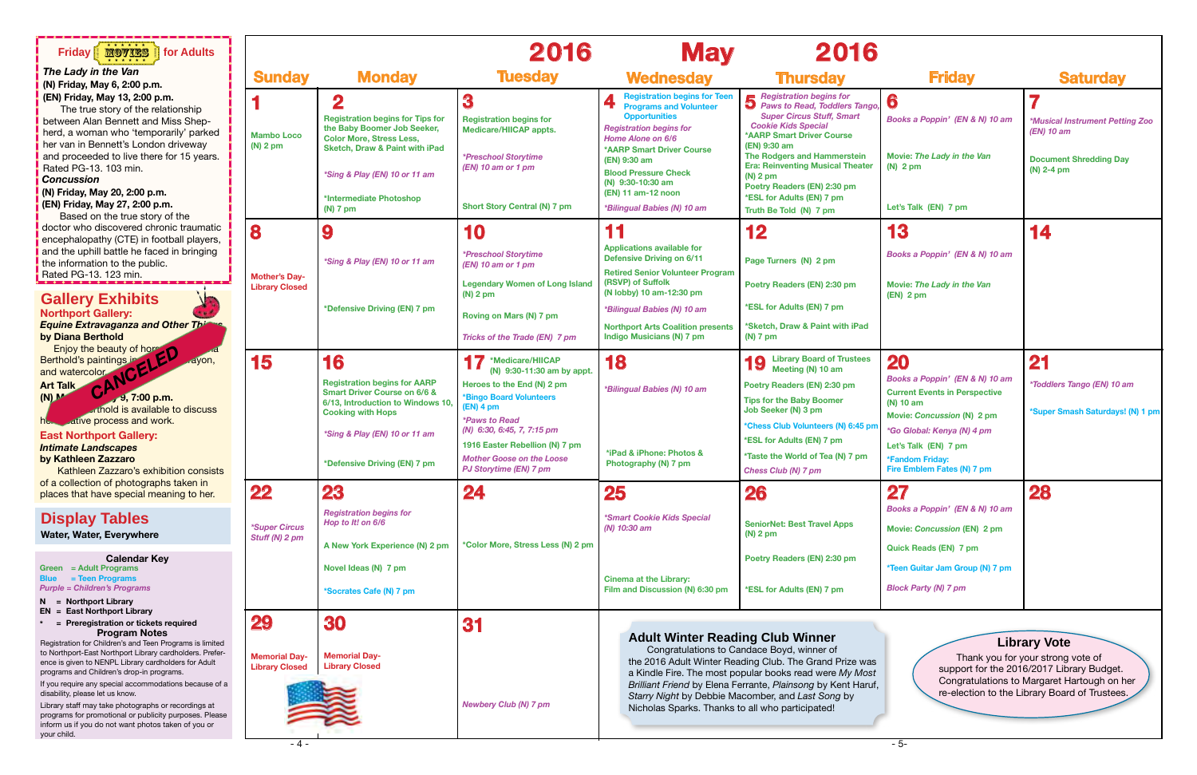## Friday MOVIES for Adults

***The Lady in the Van***
**(N) Friday, May 6, 2:00 p.m.**
**(EN) Friday, May 13, 2:00 p.m.**
The true story of the relationship between Alan Bennett and Miss Shepherd, a woman who 'temporarily' parked her van in Bennett's London driveway and proceeded to live there for 15 years. Rated PG-13. 103 min.

***Concussion***
**(N) Friday, May 20, 2:00 p.m.**
**(EN) Friday, May 27, 2:00 p.m.**
Based on the true story of the doctor who discovered chronic traumatic encephalopathy (CTE) in football players, and the uphill battle he faced in bringing the information to the public. Rated PG-13. 123 min.

## Gallery Exhibits

**Northport Gallery:**
***Equine Extravaganza and Other Things***
**by Diana Berthold**
Enjoy the beauty of horses in Diana Berthold's paintings in pastel, crayon, and watercolor.
**Art Talk**
**(N) May 9, 7:00 p.m.** CANCELED
Berthold is available to discuss her creative process and work.

**East Northport Gallery:**
***Intimate Landscapes***
**by Kathleen Zazzaro**
Kathleen Zazzaro's exhibition consists of a collection of photographs taken in places that have special meaning to her.

## Display Tables

**Water, Water, Everywhere**

### Calendar Key

Green = Adult Programs
Blue = Teen Programs
Purple = Children's Programs

**N = Northport Library**
**EN = East Northport Library**
**\* = Preregistration or tickets required**

### Program Notes

Registration for Children's and Teen Programs is limited to Northport-East Northport Library cardholders. Preference is given to NENPL Library cardholders for Adult programs and Children's drop-in programs.

If you require any special accommodations because of a disability, please let us know.

Library staff may take photographs or recordings at programs for promotional or publicity purposes. Please inform us if you do not want photos taken of you or your child.

# 2016 May 2016

| Sunday | Monday | Tuesday | Wednesday | Thursday | Friday | Saturday |
|---|---|---|---|---|---|---|
| **1**<br>Mambo Loco (N) 2 pm | **2**<br>Registration begins for Tips for the Baby Boomer Job Seeker, Color More, Stress Less, Sketch, Draw & Paint with iPad<br>*\*Sing & Play (EN) 10 or 11 am*<br>\*Intermediate Photoshop (N) 7 pm | **3**<br>Registration begins for Medicare/HIICAP appts.<br>*\*Preschool Storytime (EN) 10 am or 1 pm*<br>Short Story Central (N) 7 pm | **4**<br>Registration begins for Teen Programs and Volunteer Opportunities<br>*Registration begins for Home Alone on 6/6*<br>\*AARP Smart Driver Course (EN) 9:30 am<br>Blood Pressure Check (N) 9:30-10:30 am (EN) 11 am-12 noon<br>*\*Bilingual Babies (N) 10 am* | **5**<br>*Registration begins for Paws to Read, Toddlers Tango, Super Circus Stuff, Smart Cookie Kids Special*<br>\*AARP Smart Driver Course (EN) 9:30 am<br>The Rodgers and Hammerstein Era: Reinventing Musical Theater (N) 2 pm<br>Poetry Readers (EN) 2:30 pm<br>\*ESL for Adults (EN) 7 pm<br>Truth Be Told (N) 7 pm | **6**<br>*Books a Poppin' (EN & N) 10 am*<br>Movie: *The Lady in the Van* (N) 2 pm<br>Let's Talk (EN) 7 pm | **7**<br>*\*Musical Instrument Petting Zoo (EN) 10 am*<br>Document Shredding Day (N) 2-4 pm |
| **8**<br>Mother's Day-Library Closed | **9**<br>*\*Sing & Play (EN) 10 or 11 am*<br>\*Defensive Driving (EN) 7 pm | **10**<br>*\*Preschool Storytime (EN) 10 am or 1 pm*<br>Legendary Women of Long Island (N) 2 pm<br>Roving on Mars (N) 7 pm<br>*Tricks of the Trade (EN) 7 pm* | **11**<br>Applications available for Defensive Driving on 6/11<br>Retired Senior Volunteer Program (RSVP) of Suffolk (N lobby) 10 am-12:30 pm<br>*\*Bilingual Babies (N) 10 am*<br>Northport Arts Coalition presents Indigo Musicians (N) 7 pm | **12**<br>Page Turners (N) 2 pm<br>Poetry Readers (EN) 2:30 pm<br>\*ESL for Adults (EN) 7 pm<br>\*Sketch, Draw & Paint with iPad (N) 7 pm | **13**<br>*Books a Poppin' (EN & N) 10 am*<br>Movie: *The Lady in the Van* (EN) 2 pm | **14** |
| **15** | **16**<br>Registration begins for AARP Smart Driver Course on 6/6 & 6/13, Introduction to Windows 10, Cooking with Hops<br>*\*Sing & Play (EN) 10 or 11 am*<br>\*Defensive Driving (EN) 7 pm | **17**<br>\*Medicare/HIICAP (N) 9:30-11:30 am by appt.<br>Heroes to the End (N) 2 pm<br>\*Bingo Board Volunteers (EN) 4 pm<br>*\*Paws to Read (N) 6:30, 6:45, 7, 7:15 pm*<br>1916 Easter Rebellion (N) 7 pm<br>*Mother Goose on the Loose PJ Storytime (EN) 7 pm* | **18**<br>*\*Bilingual Babies (N) 10 am*<br>\*iPad & iPhone: Photos & Photography (N) 7 pm | **19**<br>Library Board of Trustees Meeting (N) 10 am<br>Poetry Readers (EN) 2:30 pm<br>Tips for the Baby Boomer Job Seeker (N) 3 pm<br>\*Chess Club Volunteers (N) 6:45 pm<br>\*ESL for Adults (EN) 7 pm<br>\*Taste the World of Tea (N) 7 pm<br>*Chess Club (N) 7 pm* | **20**<br>*Books a Poppin' (EN & N) 10 am*<br>Current Events in Perspective (N) 10 am<br>Movie: *Concussion* (N) 2 pm<br>*\*Go Global: Kenya (N) 4 pm*<br>Let's Talk (EN) 7 pm<br>\*Fandom Friday: Fire Emblem Fates (N) 7 pm | **21**<br>*\*Toddlers Tango (EN) 10 am*<br>\*Super Smash Saturdays! (N) 1 pm |
| **22**<br>*\*Super Circus Stuff (N) 2 pm* | **23**<br>*Registration begins for Hop to It! on 6/6*<br>A New York Experience (N) 2 pm<br>Novel Ideas (N) 7 pm<br>\*Socrates Cafe (N) 7 pm | **24**<br>\*Color More, Stress Less (N) 2 pm | **25**<br>*\*Smart Cookie Kids Special (N) 10:30 am*<br>Cinema at the Library: Film and Discussion (N) 6:30 pm | **26**<br>SeniorNet: Best Travel Apps (N) 2 pm<br>Poetry Readers (EN) 2:30 pm<br>\*ESL for Adults (EN) 7 pm | **27**<br>*Books a Poppin' (EN & N) 10 am*<br>Movie: *Concussion* (EN) 2 pm<br>Quick Reads (EN) 7 pm<br>\*Teen Guitar Jam Group (N) 7 pm<br>*Block Party (N) 7 pm* | **28** |
| **29**<br>Memorial Day-Library Closed | **30**<br>Memorial Day-Library Closed | **31**<br>*Newbery Club (N) 7 pm* | | | | |

### Adult Winter Reading Club Winner

Congratulations to Candace Boyd, winner of the 2016 Adult Winter Reading Club. The Grand Prize was a Kindle Fire. The most popular books read were *My Most Brilliant Friend* by Elena Ferrante, *Plainsong* by Kent Haruf, *Starry Night* by Debbie Macomber, and *Last Song* by Nicholas Sparks. Thanks to all who participated!

### Library Vote

Thank you for your strong vote of support for the 2016/2017 Library Budget. Congratulations to Margaret Hartough on her re-election to the Library Board of Trustees.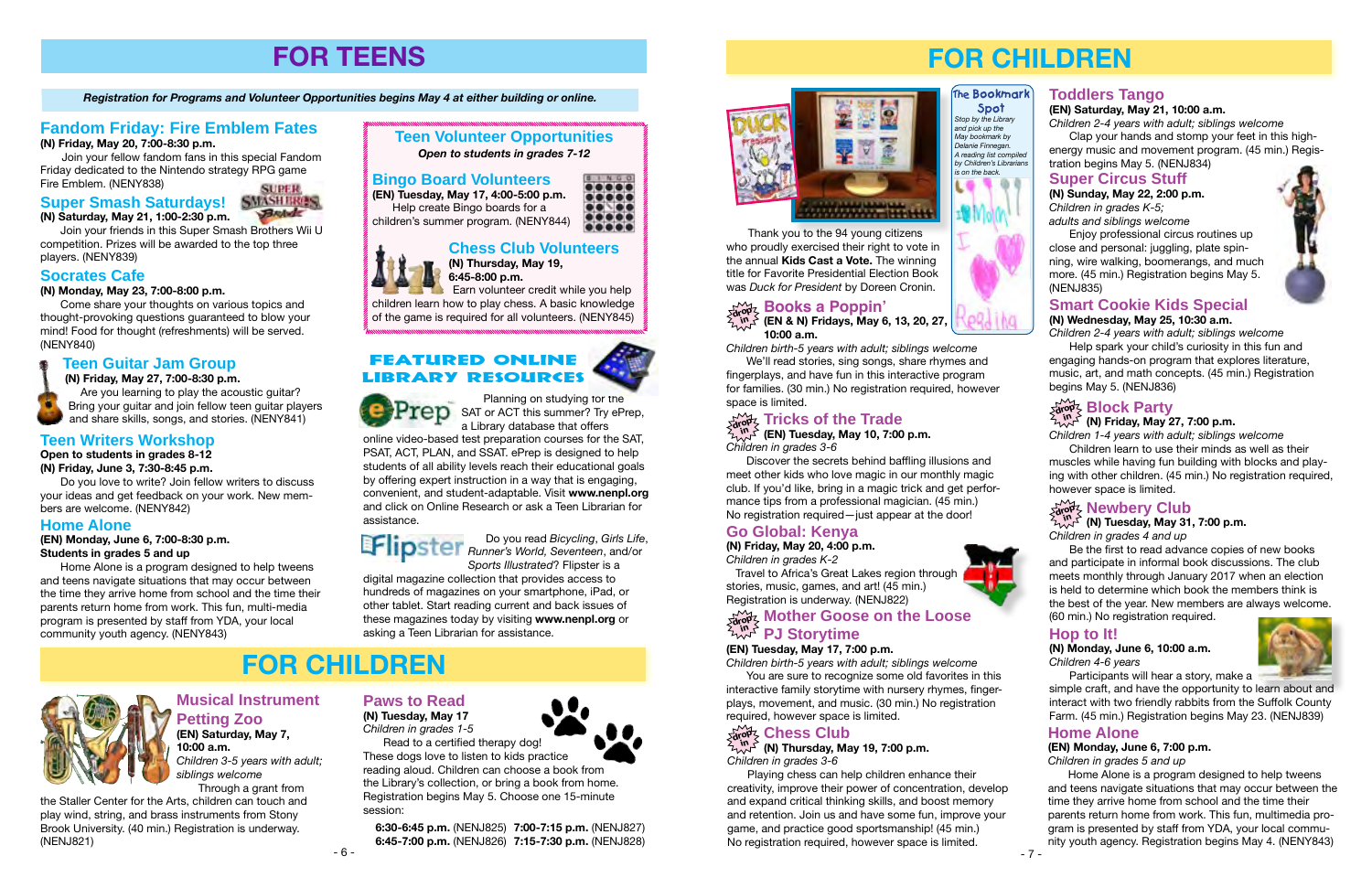# FOR TEENS

*Registration for Programs and Volunteer Opportunities begins May 4 at either building or online.*

## Fandom Friday: Fire Emblem Fates

**(N) Friday, May 20, 7:00-8:30 p.m.**

Join your fellow fandom fans in this special Fandom Friday dedicated to the Nintendo strategy RPG game Fire Emblem. (NENY838)

## Super Smash Saturdays!

**(N) Saturday, May 21, 1:00-2:30 p.m.**

Join your friends in this Super Smash Brothers Wii U competition. Prizes will be awarded to the top three players. (NENY839)

## Socrates Cafe

**(N) Monday, May 23, 7:00-8:00 p.m.**

Come share your thoughts on various topics and thought-provoking questions guaranteed to blow your mind! Food for thought (refreshments) will be served. (NENY840)

## Teen Guitar Jam Group

**(N) Friday, May 27, 7:00-8:30 p.m.**

Are you learning to play the acoustic guitar? Bring your guitar and join fellow teen guitar players and share skills, songs, and stories. (NENY841)

## Teen Writers Workshop

**Open to students in grades 8-12**
**(N) Friday, June 3, 7:30-8:45 p.m.**

Do you love to write? Join fellow writers to discuss your ideas and get feedback on your work. New members are welcome. (NENY842)

## Home Alone

**(EN) Monday, June 6, 7:00-8:30 p.m.**
**Students in grades 5 and up**

Home Alone is a program designed to help tweens and teens navigate situations that may occur between the time they arrive home from school and the time their parents return home from work. This fun, multi-media program is presented by staff from YDA, your local community youth agency. (NENY843)

## Teen Volunteer Opportunities

*Open to students in grades 7-12*

### Bingo Board Volunteers

**(EN) Tuesday, May 17, 4:00-5:00 p.m.**

Help create Bingo boards for a children's summer program. (NENY844)

### Chess Club Volunteers

**(N) Thursday, May 19, 6:45-8:00 p.m.**

Earn volunteer credit while you help children learn how to play chess. A basic knowledge of the game is required for all volunteers. (NENY845)

## FEATURED ONLINE LIBRARY RESOURCES

**ePrep** — Planning on studying for the SAT or ACT this summer? Try ePrep, a Library database that offers online video-based test preparation courses for the SAT, PSAT, ACT, PLAN, and SSAT. ePrep is designed to help students of all ability levels reach their educational goals by offering expert instruction in a way that is engaging, convenient, and student-adaptable. Visit **www.nenpl.org** and click on Online Research or ask a Teen Librarian for assistance.

**Flipster** — Do you read *Bicycling*, *Girls Life*, *Runner's World*, *Seventeen*, and/or *Sports Illustrated*? Flipster is a digital magazine collection that provides access to hundreds of magazines on your smartphone, iPad, or other tablet. Start reading current and back issues of these magazines today by visiting **www.nenpl.org** or asking a Teen Librarian for assistance.

# FOR CHILDREN

## Musical Instrument Petting Zoo

**(EN) Saturday, May 7, 10:00 a.m.**
*Children 3-5 years with adult; siblings welcome*

Through a grant from the Staller Center for the Arts, children can touch and play wind, string, and brass instruments from Stony Brook University. (40 min.) Registration is underway. (NENJ821)

## Paws to Read

**(N) Tuesday, May 17**
*Children in grades 1-5*

Read to a certified therapy dog! These dogs love to listen to kids practice reading aloud. Children can choose a book from the Library's collection, or bring a book from home. Registration begins May 5. Choose one 15-minute session:

**6:30-6:45 p.m.** (NENJ825) **7:00-7:15 p.m.** (NENJ827)
**6:45-7:00 p.m.** (NENJ826) **7:15-7:30 p.m.** (NENJ828)

# FOR CHILDREN

**The Bookmark Spot**
*Stop by the Library and pick up the May bookmark by Delanie Finnegan. A reading list compiled by Children's Librarians is on the back.*

Thank you to the 94 young citizens who proudly exercised their right to vote in the annual **Kids Cast a Vote.** The winning title for Favorite Presidential Election Book was *Duck for President* by Doreen Cronin.

## Books a Poppin' (drop in)

**(EN & N) Fridays, May 6, 13, 20, 27, 10:00 a.m.**
*Children birth-5 years with adult; siblings welcome*

We'll read stories, sing songs, share rhymes and fingerplays, and have fun in this interactive program for families. (30 min.) No registration required, however space is limited.

## Tricks of the Trade (drop in)

**(EN) Tuesday, May 10, 7:00 p.m.**
*Children in grades 3-6*

Discover the secrets behind baffling illusions and meet other kids who love magic in our monthly magic club. If you'd like, bring in a magic trick and get performance tips from a professional magician. (45 min.) No registration required—just appear at the door!

## Go Global: Kenya

**(N) Friday, May 20, 4:00 p.m.**
*Children in grades K-2*

Travel to Africa's Great Lakes region through stories, music, games, and art! (45 min.) Registration is underway. (NENJ822)

## Mother Goose on the Loose PJ Storytime (drop in)

**(EN) Tuesday, May 17, 7:00 p.m.**
*Children birth-5 years with adult; siblings welcome*

You are sure to recognize some old favorites in this interactive family storytime with nursery rhymes, fingerplays, movement, and music. (30 min.) No registration required, however space is limited.

## Chess Club (drop in)

**(N) Thursday, May 19, 7:00 p.m.**
*Children in grades 3-6*

Playing chess can help children enhance their creativity, improve their power of concentration, develop and expand critical thinking skills, and boost memory and retention. Join us and have some fun, improve your game, and practice good sportsmanship! (45 min.) No registration required, however space is limited.

## Toddlers Tango

**(EN) Saturday, May 21, 10:00 a.m.**
*Children 2-4 years with adult; siblings welcome*

Clap your hands and stomp your feet in this high-energy music and movement program. (45 min.) Registration begins May 5. (NENJ834)

## Super Circus Stuff

**(N) Sunday, May 22, 2:00 p.m.**
*Children in grades K-5; adults and siblings welcome*

Enjoy professional circus routines up close and personal: juggling, plate spinning, wire walking, boomerangs, and much more. (45 min.) Registration begins May 5. (NENJ835)

## Smart Cookie Kids Special

**(N) Wednesday, May 25, 10:30 a.m.**
*Children 2-4 years with adult; siblings welcome*

Help spark your child's curiosity in this fun and engaging hands-on program that explores literature, music, art, and math concepts. (45 min.) Registration begins May 5. (NENJ836)

## Block Party (drop in)

**(N) Friday, May 27, 7:00 p.m.**
*Children 1-4 years with adult; siblings welcome*

Children learn to use their minds as well as their muscles while having fun building with blocks and playing with other children. (45 min.) No registration required, however space is limited.

## Newbery Club (drop in)

**(N) Tuesday, May 31, 7:00 p.m.**
*Children in grades 4 and up*

Be the first to read advance copies of new books and participate in informal book discussions. The club meets monthly through January 2017 when an election is held to determine which book the members think is the best of the year. New members are always welcome. (60 min.) No registration required.

## Hop to It!

**(N) Monday, June 6, 10:00 a.m.**
*Children 4-6 years*

Participants will hear a story, make a simple craft, and have the opportunity to learn about and interact with two friendly rabbits from the Suffolk County Farm. (45 min.) Registration begins May 23. (NENJ839)

## Home Alone

**(EN) Monday, June 6, 7:00 p.m.**
*Children in grades 5 and up*

Home Alone is a program designed to help tweens and teens navigate situations that may occur between the time they arrive home from school and the time their parents return home from work. This fun, multimedia program is presented by staff from YDA, your local community youth agency. Registration begins May 4. (NENY843)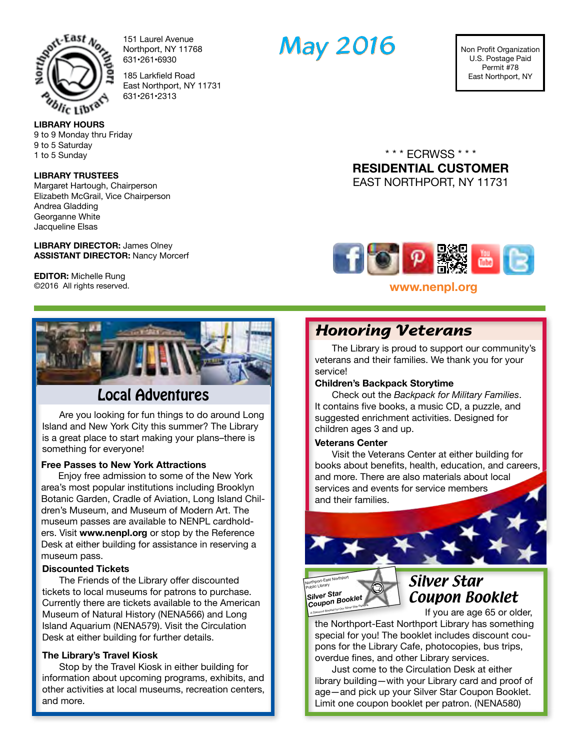Northport-East Northport Public Library

151 Laurel Avenue
Northport, NY 11768
631•261•6930

185 Larkfield Road
East Northport, NY 11731
631•261•2313

# May 2016

Non Profit Organization
U.S. Postage Paid
Permit #78
East Northport, NY

**LIBRARY HOURS**
9 to 9 Monday thru Friday
9 to 5 Saturday
1 to 5 Sunday

**LIBRARY TRUSTEES**
Margaret Hartough, Chairperson
Elizabeth McGrail, Vice Chairperson
Andrea Gladding
Georganne White
Jacqueline Elsas

**LIBRARY DIRECTOR:** James Olney
**ASSISTANT DIRECTOR:** Nancy Morcerf

**EDITOR:** Michelle Rung
©2016 All rights reserved.

* * * ECRWSS * * *
**RESIDENTIAL CUSTOMER**
EAST NORTHPORT, NY 11731

**www.nenpl.org**

## Local Adventures

Are you looking for fun things to do around Long Island and New York City this summer? The Library is a great place to start making your plans–there is something for everyone!

**Free Passes to New York Attractions**

Enjoy free admission to some of the New York area's most popular institutions including Brooklyn Botanic Garden, Cradle of Aviation, Long Island Children's Museum, and Museum of Modern Art. The museum passes are available to NENPL cardholders. Visit **www.nenpl.org** or stop by the Reference Desk at either building for assistance in reserving a museum pass.

**Discounted Tickets**

The Friends of the Library offer discounted tickets to local museums for patrons to purchase. Currently there are tickets available to the American Museum of Natural History (NENA566) and Long Island Aquarium (NENA579). Visit the Circulation Desk at either building for further details.

**The Library's Travel Kiosk**

Stop by the Travel Kiosk in either building for information about upcoming programs, exhibits, and other activities at local museums, recreation centers, and more.

## Honoring Veterans

The Library is proud to support our community's veterans and their families. We thank you for your service!

**Children's Backpack Storytime**

Check out the *Backpack for Military Families*. It contains five books, a music CD, a puzzle, and suggested enrichment activities. Designed for children ages 3 and up.

**Veterans Center**

Visit the Veterans Center at either building for books about benefits, health, education, and careers, and more. There are also materials about local services and events for service members and their families.

## Silver Star Coupon Booklet

If you are age 65 or older, the Northport-East Northport Library has something special for you! The booklet includes discount coupons for the Library Cafe, photocopies, bus trips, overdue fines, and other Library services.

Just come to the Circulation Desk at either library building—with your Library card and proof of age—and pick up your Silver Star Coupon Booklet. Limit one coupon booklet per patron. (NENA580)